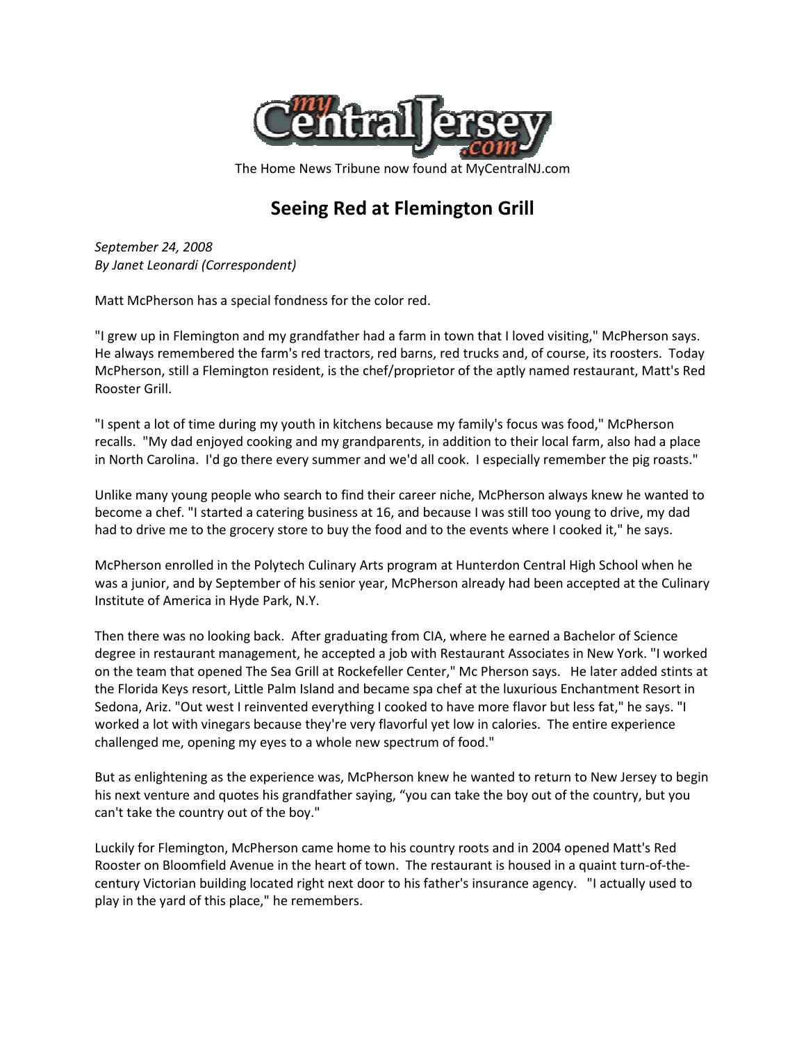myCentralJersey.com

The Home News Tribune now found at MyCentralNJ.com

# Seeing Red at Flemington Grill

*September 24, 2008*
*By Janet Leonardi (Correspondent)*

Matt McPherson has a special fondness for the color red.

"I grew up in Flemington and my grandfather had a farm in town that I loved visiting," McPherson says. He always remembered the farm's red tractors, red barns, red trucks and, of course, its roosters. Today McPherson, still a Flemington resident, is the chef/proprietor of the aptly named restaurant, Matt's Red Rooster Grill.

"I spent a lot of time during my youth in kitchens because my family's focus was food," McPherson recalls. "My dad enjoyed cooking and my grandparents, in addition to their local farm, also had a place in North Carolina. I'd go there every summer and we'd all cook. I especially remember the pig roasts."

Unlike many young people who search to find their career niche, McPherson always knew he wanted to become a chef. "I started a catering business at 16, and because I was still too young to drive, my dad had to drive me to the grocery store to buy the food and to the events where I cooked it," he says.

McPherson enrolled in the Polytech Culinary Arts program at Hunterdon Central High School when he was a junior, and by September of his senior year, McPherson already had been accepted at the Culinary Institute of America in Hyde Park, N.Y.

Then there was no looking back. After graduating from CIA, where he earned a Bachelor of Science degree in restaurant management, he accepted a job with Restaurant Associates in New York. "I worked on the team that opened The Sea Grill at Rockefeller Center," Mc Pherson says. He later added stints at the Florida Keys resort, Little Palm Island and became spa chef at the luxurious Enchantment Resort in Sedona, Ariz. "Out west I reinvented everything I cooked to have more flavor but less fat," he says. "I worked a lot with vinegars because they're very flavorful yet low in calories. The entire experience challenged me, opening my eyes to a whole new spectrum of food."

But as enlightening as the experience was, McPherson knew he wanted to return to New Jersey to begin his next venture and quotes his grandfather saying, "you can take the boy out of the country, but you can't take the country out of the boy."

Luckily for Flemington, McPherson came home to his country roots and in 2004 opened Matt's Red Rooster on Bloomfield Avenue in the heart of town. The restaurant is housed in a quaint turn-of-the-century Victorian building located right next door to his father's insurance agency. "I actually used to play in the yard of this place," he remembers.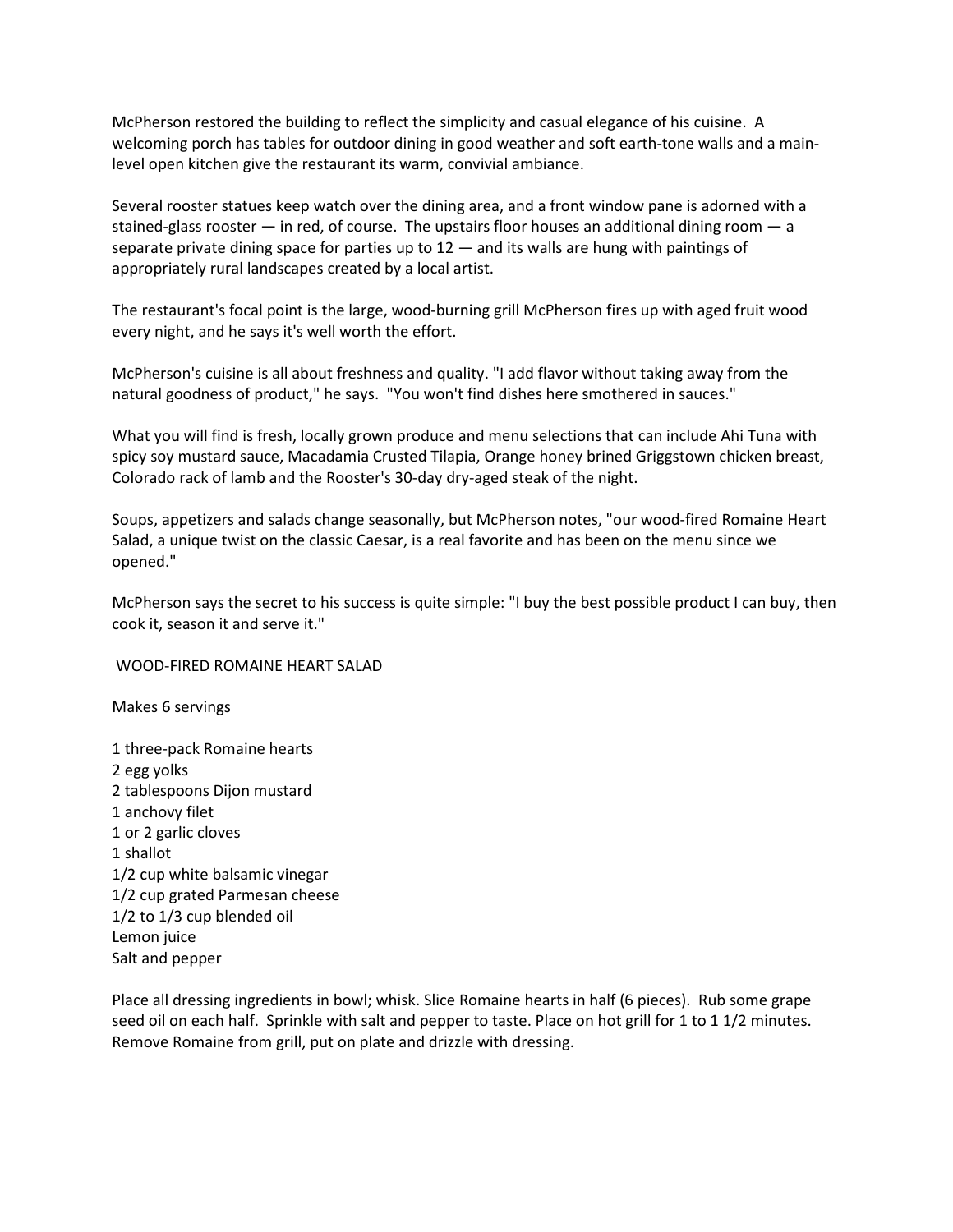McPherson restored the building to reflect the simplicity and casual elegance of his cuisine. A welcoming porch has tables for outdoor dining in good weather and soft earth-tone walls and a main-level open kitchen give the restaurant its warm, convivial ambiance.

Several rooster statues keep watch over the dining area, and a front window pane is adorned with a stained-glass rooster — in red, of course. The upstairs floor houses an additional dining room — a separate private dining space for parties up to 12 — and its walls are hung with paintings of appropriately rural landscapes created by a local artist.

The restaurant's focal point is the large, wood-burning grill McPherson fires up with aged fruit wood every night, and he says it's well worth the effort.

McPherson's cuisine is all about freshness and quality. "I add flavor without taking away from the natural goodness of product," he says. "You won't find dishes here smothered in sauces."

What you will find is fresh, locally grown produce and menu selections that can include Ahi Tuna with spicy soy mustard sauce, Macadamia Crusted Tilapia, Orange honey brined Griggstown chicken breast, Colorado rack of lamb and the Rooster's 30-day dry-aged steak of the night.

Soups, appetizers and salads change seasonally, but McPherson notes, "our wood-fired Romaine Heart Salad, a unique twist on the classic Caesar, is a real favorite and has been on the menu since we opened."

McPherson says the secret to his success is quite simple: "I buy the best possible product I can buy, then cook it, season it and serve it."

## WOOD-FIRED ROMAINE HEART SALAD

Makes 6 servings

1 three-pack Romaine hearts
2 egg yolks
2 tablespoons Dijon mustard
1 anchovy filet
1 or 2 garlic cloves
1 shallot
1/2 cup white balsamic vinegar
1/2 cup grated Parmesan cheese
1/2 to 1/3 cup blended oil
Lemon juice
Salt and pepper

Place all dressing ingredients in bowl; whisk. Slice Romaine hearts in half (6 pieces). Rub some grape seed oil on each half. Sprinkle with salt and pepper to taste. Place on hot grill for 1 to 1 1/2 minutes. Remove Romaine from grill, put on plate and drizzle with dressing.